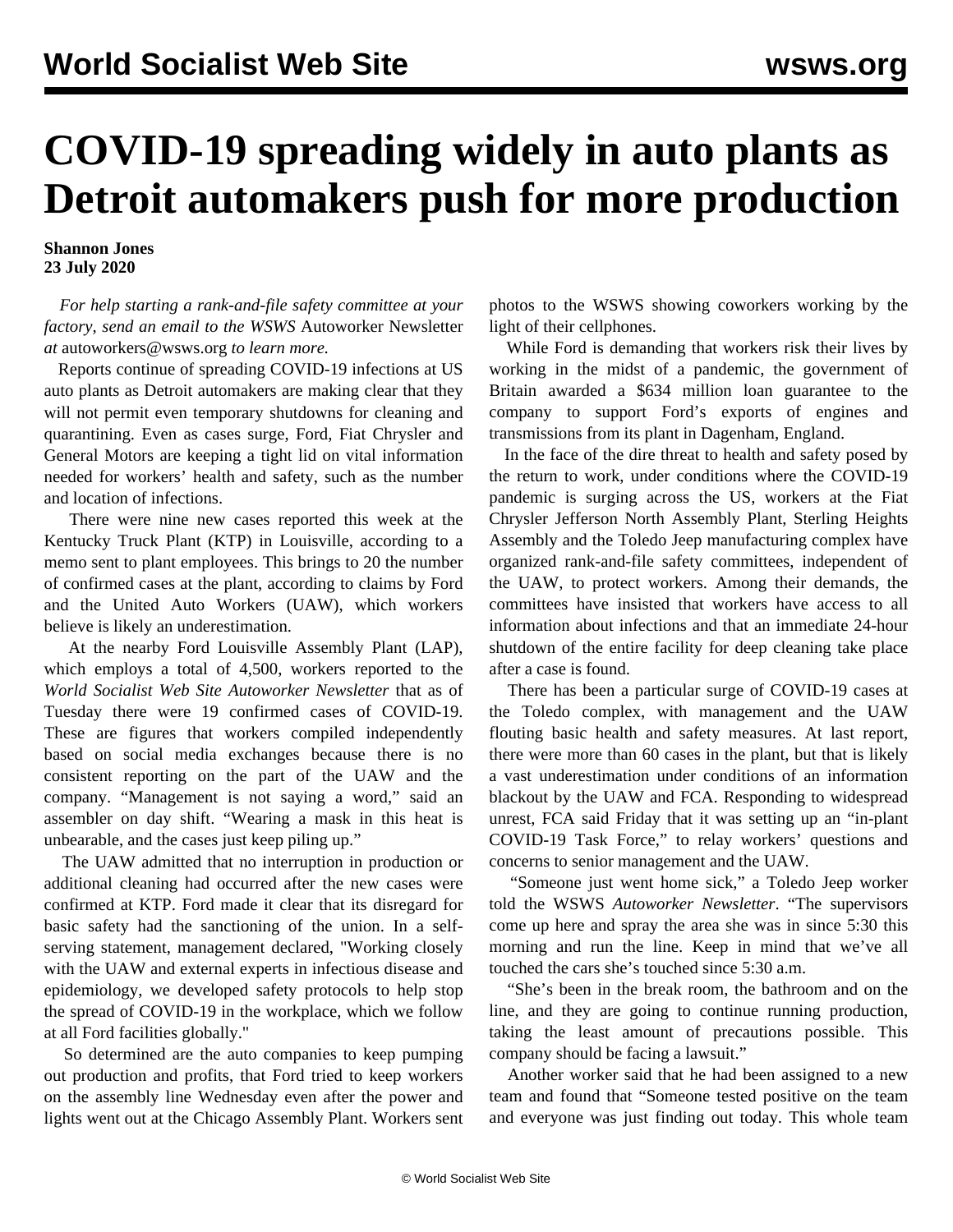# COVID-19 spreading widely in auto plants as Detroit automakers push for more production

**Shannon Jones**
**23 July 2020**

*For help starting a rank-and-file safety committee at your factory, send an email to the WSWS* Autoworker Newsletter *at* autoworkers@wsws.org *to learn more.*

Reports continue of spreading COVID-19 infections at US auto plants as Detroit automakers are making clear that they will not permit even temporary shutdowns for cleaning and quarantining. Even as cases surge, Ford, Fiat Chrysler and General Motors are keeping a tight lid on vital information needed for workers' health and safety, such as the number and location of infections.

There were nine new cases reported this week at the Kentucky Truck Plant (KTP) in Louisville, according to a memo sent to plant employees. This brings to 20 the number of confirmed cases at the plant, according to claims by Ford and the United Auto Workers (UAW), which workers believe is likely an underestimation.

At the nearby Ford Louisville Assembly Plant (LAP), which employs a total of 4,500, workers reported to the *World Socialist Web Site Autoworker Newsletter* that as of Tuesday there were 19 confirmed cases of COVID-19. These are figures that workers compiled independently based on social media exchanges because there is no consistent reporting on the part of the UAW and the company. "Management is not saying a word," said an assembler on day shift. "Wearing a mask in this heat is unbearable, and the cases just keep piling up."

The UAW admitted that no interruption in production or additional cleaning had occurred after the new cases were confirmed at KTP. Ford made it clear that its disregard for basic safety had the sanctioning of the union. In a self-serving statement, management declared, "Working closely with the UAW and external experts in infectious disease and epidemiology, we developed safety protocols to help stop the spread of COVID-19 in the workplace, which we follow at all Ford facilities globally."

So determined are the auto companies to keep pumping out production and profits, that Ford tried to keep workers on the assembly line Wednesday even after the power and lights went out at the Chicago Assembly Plant. Workers sent photos to the WSWS showing coworkers working by the light of their cellphones.

While Ford is demanding that workers risk their lives by working in the midst of a pandemic, the government of Britain awarded a $634 million loan guarantee to the company to support Ford's exports of engines and transmissions from its plant in Dagenham, England.

In the face of the dire threat to health and safety posed by the return to work, under conditions where the COVID-19 pandemic is surging across the US, workers at the Fiat Chrysler Jefferson North Assembly Plant, Sterling Heights Assembly and the Toledo Jeep manufacturing complex have organized rank-and-file safety committees, independent of the UAW, to protect workers. Among their demands, the committees have insisted that workers have access to all information about infections and that an immediate 24-hour shutdown of the entire facility for deep cleaning take place after a case is found.

There has been a particular surge of COVID-19 cases at the Toledo complex, with management and the UAW flouting basic health and safety measures. At last report, there were more than 60 cases in the plant, but that is likely a vast underestimation under conditions of an information blackout by the UAW and FCA. Responding to widespread unrest, FCA said Friday that it was setting up an "in-plant COVID-19 Task Force," to relay workers' questions and concerns to senior management and the UAW.

"Someone just went home sick," a Toledo Jeep worker told the WSWS *Autoworker Newsletter*. "The supervisors come up here and spray the area she was in since 5:30 this morning and run the line. Keep in mind that we've all touched the cars she's touched since 5:30 a.m.

"She's been in the break room, the bathroom and on the line, and they are going to continue running production, taking the least amount of precautions possible. This company should be facing a lawsuit."

Another worker said that he had been assigned to a new team and found that "Someone tested positive on the team and everyone was just finding out today. This whole team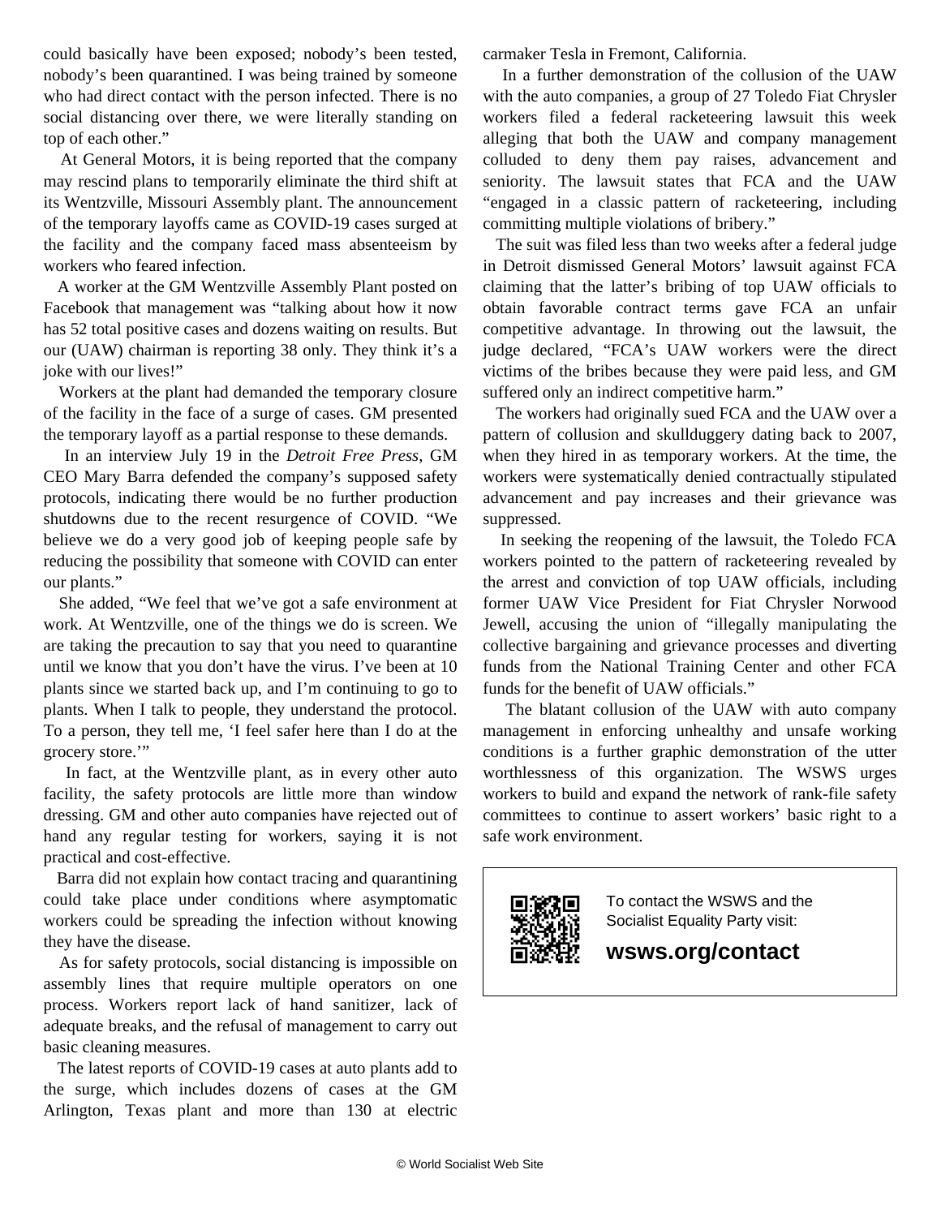could basically have been exposed; nobody's been tested, nobody's been quarantined. I was being trained by someone who had direct contact with the person infected. There is no social distancing over there, we were literally standing on top of each other."

At General Motors, it is being reported that the company may rescind plans to temporarily eliminate the third shift at its Wentzville, Missouri Assembly plant. The announcement of the temporary layoffs came as COVID-19 cases surged at the facility and the company faced mass absenteeism by workers who feared infection.

A worker at the GM Wentzville Assembly Plant posted on Facebook that management was "talking about how it now has 52 total positive cases and dozens waiting on results. But our (UAW) chairman is reporting 38 only. They think it's a joke with our lives!"

Workers at the plant had demanded the temporary closure of the facility in the face of a surge of cases. GM presented the temporary layoff as a partial response to these demands.

In an interview July 19 in the *Detroit Free Press*, GM CEO Mary Barra defended the company's supposed safety protocols, indicating there would be no further production shutdowns due to the recent resurgence of COVID. "We believe we do a very good job of keeping people safe by reducing the possibility that someone with COVID can enter our plants."

She added, "We feel that we've got a safe environment at work. At Wentzville, one of the things we do is screen. We are taking the precaution to say that you need to quarantine until we know that you don't have the virus. I've been at 10 plants since we started back up, and I'm continuing to go to plants. When I talk to people, they understand the protocol. To a person, they tell me, 'I feel safer here than I do at the grocery store.'"

In fact, at the Wentzville plant, as in every other auto facility, the safety protocols are little more than window dressing. GM and other auto companies have rejected out of hand any regular testing for workers, saying it is not practical and cost-effective.

Barra did not explain how contact tracing and quarantining could take place under conditions where asymptomatic workers could be spreading the infection without knowing they have the disease.

As for safety protocols, social distancing is impossible on assembly lines that require multiple operators on one process. Workers report lack of hand sanitizer, lack of adequate breaks, and the refusal of management to carry out basic cleaning measures.

The latest reports of COVID-19 cases at auto plants add to the surge, which includes dozens of cases at the GM Arlington, Texas plant and more than 130 at electric carmaker Tesla in Fremont, California.

In a further demonstration of the collusion of the UAW with the auto companies, a group of 27 Toledo Fiat Chrysler workers filed a federal racketeering lawsuit this week alleging that both the UAW and company management colluded to deny them pay raises, advancement and seniority. The lawsuit states that FCA and the UAW "engaged in a classic pattern of racketeering, including committing multiple violations of bribery."

The suit was filed less than two weeks after a federal judge in Detroit dismissed General Motors' lawsuit against FCA claiming that the latter's bribing of top UAW officials to obtain favorable contract terms gave FCA an unfair competitive advantage. In throwing out the lawsuit, the judge declared, "FCA's UAW workers were the direct victims of the bribes because they were paid less, and GM suffered only an indirect competitive harm."

The workers had originally sued FCA and the UAW over a pattern of collusion and skullduggery dating back to 2007, when they hired in as temporary workers. At the time, the workers were systematically denied contractually stipulated advancement and pay increases and their grievance was suppressed.

In seeking the reopening of the lawsuit, the Toledo FCA workers pointed to the pattern of racketeering revealed by the arrest and conviction of top UAW officials, including former UAW Vice President for Fiat Chrysler Norwood Jewell, accusing the union of "illegally manipulating the collective bargaining and grievance processes and diverting funds from the National Training Center and other FCA funds for the benefit of UAW officials."

The blatant collusion of the UAW with auto company management in enforcing unhealthy and unsafe working conditions is a further graphic demonstration of the utter worthlessness of this organization. The WSWS urges workers to build and expand the network of rank-file safety committees to continue to assert workers' basic right to a safe work environment.

To contact the WSWS and the Socialist Equality Party visit:

**wsws.org/contact**